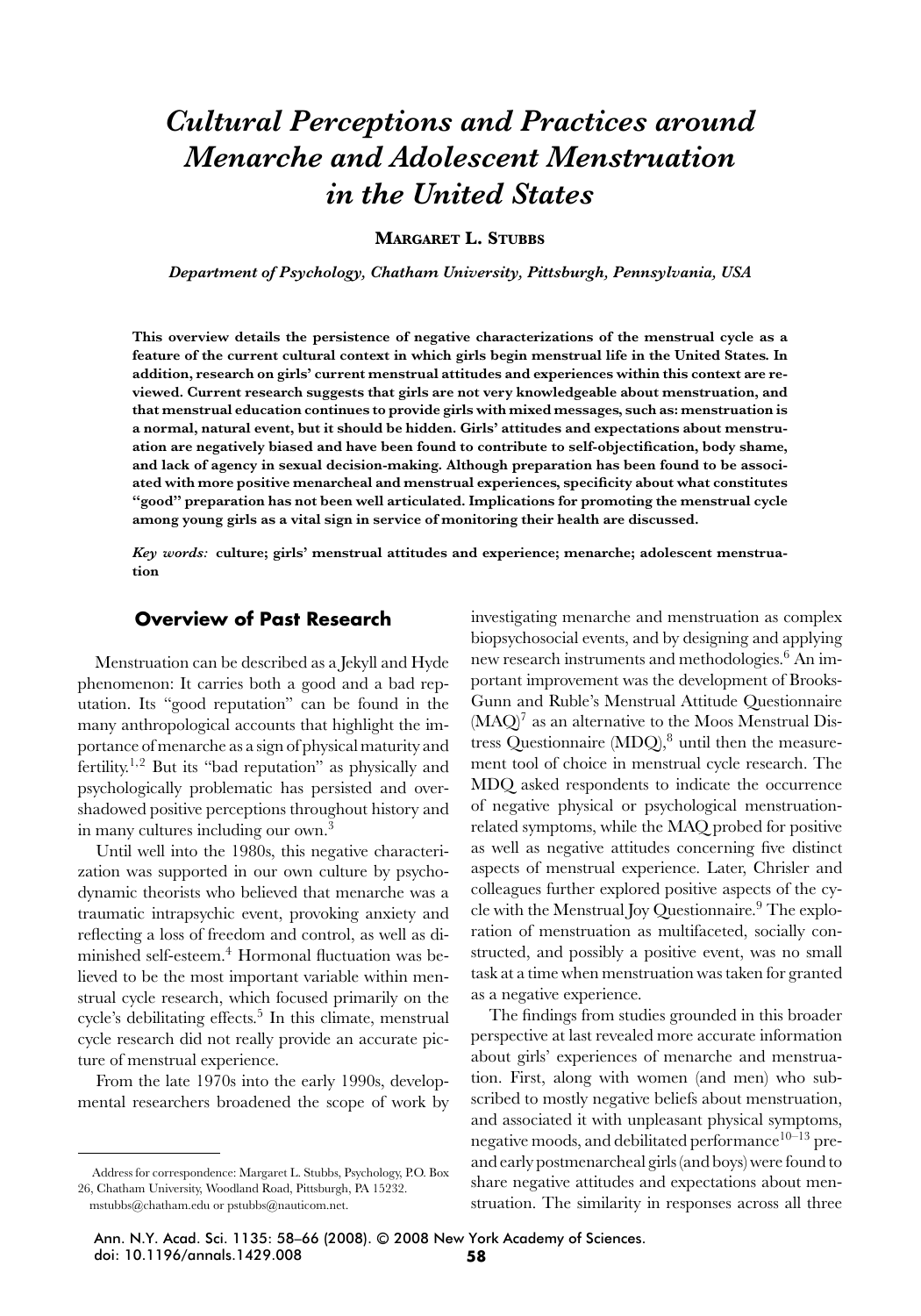# *Cultural Perceptions and Practices around Menarche and Adolescent Menstruation in the United States*

**MARGARET L. STUBBS**

*Department of Psychology, Chatham University, Pittsburgh, Pennsylvania, USA*

**This overview details the persistence of negative characterizations of the menstrual cycle as a feature of the current cultural context in which girls begin menstrual life in the United States. In addition, research on girls' current menstrual attitudes and experiences within this context are reviewed. Current research suggests that girls are not very knowledgeable about menstruation, and that menstrual education continues to provide girls with mixed messages, such as: menstruation is a normal, natural event, but it should be hidden. Girls' attitudes and expectations about menstruation are negatively biased and have been found to contribute to self-objectification, body shame, and lack of agency in sexual decision-making. Although preparation has been found to be associated with more positive menarcheal and menstrual experiences, specificity about what constitutes "good" preparation has not been well articulated. Implications for promoting the menstrual cycle among young girls as a vital sign in service of monitoring their health are discussed.**

***Key words:*** **culture; girls' menstrual attitudes and experience; menarche; adolescent menstruation**

## Overview of Past Research

Menstruation can be described as a Jekyll and Hyde phenomenon: It carries both a good and a bad reputation. Its "good reputation" can be found in the many anthropological accounts that highlight the importance of menarche as a sign of physical maturity and fertility.[1,2] But its "bad reputation" as physically and psychologically problematic has persisted and overshadowed positive perceptions throughout history and in many cultures including our own.[3]

Until well into the 1980s, this negative characterization was supported in our own culture by psychodynamic theorists who believed that menarche was a traumatic intrapsychic event, provoking anxiety and reflecting a loss of freedom and control, as well as diminished self-esteem.[4] Hormonal fluctuation was believed to be the most important variable within menstrual cycle research, which focused primarily on the cycle's debilitating effects.[5] In this climate, menstrual cycle research did not really provide an accurate picture of menstrual experience.

From the late 1970s into the early 1990s, developmental researchers broadened the scope of work by investigating menarche and menstruation as complex biopsychosocial events, and by designing and applying new research instruments and methodologies.[6] An important improvement was the development of Brooks-Gunn and Ruble's Menstrual Attitude Questionnaire (MAQ)[7] as an alternative to the Moos Menstrual Distress Questionnaire (MDQ),[8] until then the measurement tool of choice in menstrual cycle research. The MDQ asked respondents to indicate the occurrence of negative physical or psychological menstruation-related symptoms, while the MAQ probed for positive as well as negative attitudes concerning five distinct aspects of menstrual experience. Later, Chrisler and colleagues further explored positive aspects of the cycle with the Menstrual Joy Questionnaire.[9] The exploration of menstruation as multifaceted, socially constructed, and possibly a positive event, was no small task at a time when menstruation was taken for granted as a negative experience.

The findings from studies grounded in this broader perspective at last revealed more accurate information about girls' experiences of menarche and menstruation. First, along with women (and men) who subscribed to mostly negative beliefs about menstruation, and associated it with unpleasant physical symptoms, negative moods, and debilitated performance[10–13] pre- and early postmenarcheal girls (and boys) were found to share negative attitudes and expectations about menstruation. The similarity in responses across all three

Address for correspondence: Margaret L. Stubbs, Psychology, P.O. Box 26, Chatham University, Woodland Road, Pittsburgh, PA 15232. mstubbs@chatham.edu or pstubbs@nauticom.net.

Ann. N.Y. Acad. Sci. 1135: 58–66 (2008). © 2008 New York Academy of Sciences.
doi: 10.1196/annals.1429.008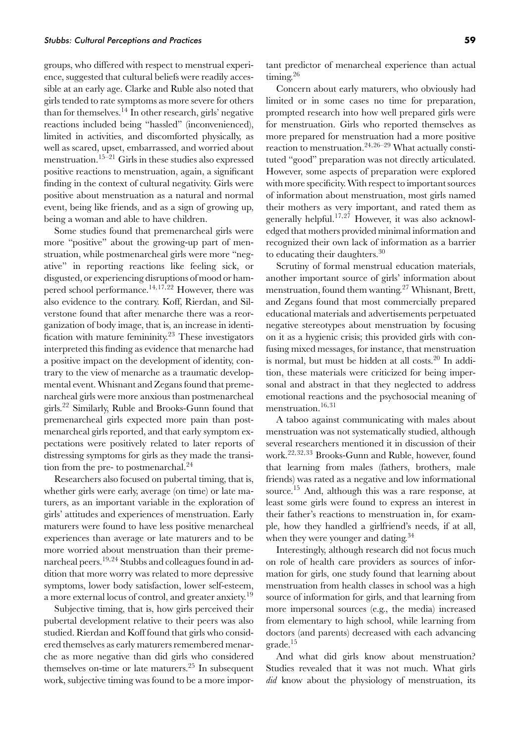groups, who differed with respect to menstrual experience, suggested that cultural beliefs were readily accessible at an early age. Clarke and Ruble also noted that girls tended to rate symptoms as more severe for others than for themselves.[14] In other research, girls' negative reactions included being "hassled" (inconvenienced), limited in activities, and discomforted physically, as well as scared, upset, embarrassed, and worried about menstruation.[15–21] Girls in these studies also expressed positive reactions to menstruation, again, a significant finding in the context of cultural negativity. Girls were positive about menstruation as a natural and normal event, being like friends, and as a sign of growing up, being a woman and able to have children.

Some studies found that premenarcheal girls were more "positive" about the growing-up part of menstruation, while postmenarcheal girls were more "negative" in reporting reactions like feeling sick, or disgusted, or experiencing disruptions of mood or hampered school performance.[14,17,22] However, there was also evidence to the contrary. Koff, Rierdan, and Silverstone found that after menarche there was a reorganization of body image, that is, an increase in identification with mature femininity.[23] These investigators interpreted this finding as evidence that menarche had a positive impact on the development of identity, contrary to the view of menarche as a traumatic developmental event. Whisnant and Zegans found that premenarcheal girls were more anxious than postmenarcheal girls.[22] Similarly, Ruble and Brooks-Gunn found that premenarcheal girls expected more pain than postmenarcheal girls reported, and that early symptom expectations were positively related to later reports of distressing symptoms for girls as they made the transition from the pre- to postmenarchal.[24]

Researchers also focused on pubertal timing, that is, whether girls were early, average (on time) or late maturers, as an important variable in the exploration of girls' attitudes and experiences of menstruation. Early maturers were found to have less positive menarcheal experiences than average or late maturers and to be more worried about menstruation than their premenarcheal peers.[19,24] Stubbs and colleagues found in addition that more worry was related to more depressive symptoms, lower body satisfaction, lower self-esteem, a more external locus of control, and greater anxiety.[19]

Subjective timing, that is, how girls perceived their pubertal development relative to their peers was also studied. Rierdan and Koff found that girls who considered themselves as early maturers remembered menarche as more negative than did girls who considered themselves on-time or late maturers.[25] In subsequent work, subjective timing was found to be a more important predictor of menarcheal experience than actual timing.[26]

Concern about early maturers, who obviously had limited or in some cases no time for preparation, prompted research into how well prepared girls were for menstruation. Girls who reported themselves as more prepared for menstruation had a more positive reaction to menstruation.[24,26–29] What actually constituted "good" preparation was not directly articulated. However, some aspects of preparation were explored with more specificity. With respect to important sources of information about menstruation, most girls named their mothers as very important, and rated them as generally helpful.[17,27] However, it was also acknowledged that mothers provided minimal information and recognized their own lack of information as a barrier to educating their daughters.[30]

Scrutiny of formal menstrual education materials, another important source of girls' information about menstruation, found them wanting.[27] Whisnant, Brett, and Zegans found that most commercially prepared educational materials and advertisements perpetuated negative stereotypes about menstruation by focusing on it as a hygienic crisis; this provided girls with confusing mixed messages, for instance, that menstruation is normal, but must be hidden at all costs.[20] In addition, these materials were criticized for being impersonal and abstract in that they neglected to address emotional reactions and the psychosocial meaning of menstruation.[16,31]

A taboo against communicating with males about menstruation was not systematically studied, although several researchers mentioned it in discussion of their work.[22,32,33] Brooks-Gunn and Ruble, however, found that learning from males (fathers, brothers, male friends) was rated as a negative and low informational source.[15] And, although this was a rare response, at least some girls were found to express an interest in their father's reactions to menstruation in, for example, how they handled a girlfriend's needs, if at all, when they were younger and dating.[34]

Interestingly, although research did not focus much on role of health care providers as sources of information for girls, one study found that learning about menstruation from health classes in school was a high source of information for girls, and that learning from more impersonal sources (e.g., the media) increased from elementary to high school, while learning from doctors (and parents) decreased with each advancing grade.[15]

And what did girls know about menstruation? Studies revealed that it was not much. What girls *did* know about the physiology of menstruation, its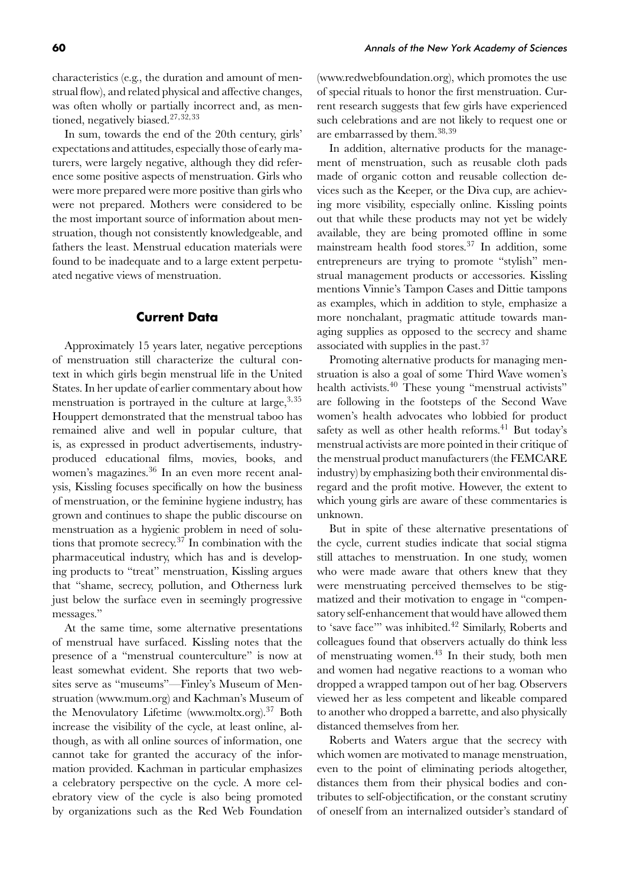characteristics (e.g., the duration and amount of menstrual flow), and related physical and affective changes, was often wholly or partially incorrect and, as mentioned, negatively biased.[27,32,33]

In sum, towards the end of the 20th century, girls' expectations and attitudes, especially those of early maturers, were largely negative, although they did reference some positive aspects of menstruation. Girls who were more prepared were more positive than girls who were not prepared. Mothers were considered to be the most important source of information about menstruation, though not consistently knowledgeable, and fathers the least. Menstrual education materials were found to be inadequate and to a large extent perpetuated negative views of menstruation.

## Current Data

Approximately 15 years later, negative perceptions of menstruation still characterize the cultural context in which girls begin menstrual life in the United States. In her update of earlier commentary about how menstruation is portrayed in the culture at large,[3,35] Houppert demonstrated that the menstrual taboo has remained alive and well in popular culture, that is, as expressed in product advertisements, industry-produced educational films, movies, books, and women's magazines.[36] In an even more recent analysis, Kissling focuses specifically on how the business of menstruation, or the feminine hygiene industry, has grown and continues to shape the public discourse on menstruation as a hygienic problem in need of solutions that promote secrecy.[37] In combination with the pharmaceutical industry, which has and is developing products to "treat" menstruation, Kissling argues that "shame, secrecy, pollution, and Otherness lurk just below the surface even in seemingly progressive messages."

At the same time, some alternative presentations of menstrual have surfaced. Kissling notes that the presence of a "menstrual counterculture" is now at least somewhat evident. She reports that two websites serve as "museums"—Finley's Museum of Menstruation (www.mum.org) and Kachman's Museum of the Menovulatory Lifetime (www.moltx.org).[37] Both increase the visibility of the cycle, at least online, although, as with all online sources of information, one cannot take for granted the accuracy of the information provided. Kachman in particular emphasizes a celebratory perspective on the cycle. A more celebratory view of the cycle is also being promoted by organizations such as the Red Web Foundation (www.redwebfoundation.org), which promotes the use of special rituals to honor the first menstruation. Current research suggests that few girls have experienced such celebrations and are not likely to request one or are embarrassed by them.[38,39]

In addition, alternative products for the management of menstruation, such as reusable cloth pads made of organic cotton and reusable collection devices such as the Keeper, or the Diva cup, are achieving more visibility, especially online. Kissling points out that while these products may not yet be widely available, they are being promoted offline in some mainstream health food stores.[37] In addition, some entrepreneurs are trying to promote "stylish" menstrual management products or accessories. Kissling mentions Vinnie's Tampon Cases and Dittie tampons as examples, which in addition to style, emphasize a more nonchalant, pragmatic attitude towards managing supplies as opposed to the secrecy and shame associated with supplies in the past.[37]

Promoting alternative products for managing menstruation is also a goal of some Third Wave women's health activists.[40] These young "menstrual activists" are following in the footsteps of the Second Wave women's health advocates who lobbied for product safety as well as other health reforms.[41] But today's menstrual activists are more pointed in their critique of the menstrual product manufacturers (the FEMCARE industry) by emphasizing both their environmental disregard and the profit motive. However, the extent to which young girls are aware of these commentaries is unknown.

But in spite of these alternative presentations of the cycle, current studies indicate that social stigma still attaches to menstruation. In one study, women who were made aware that others knew that they were menstruating perceived themselves to be stigmatized and their motivation to engage in "compensatory self-enhancement that would have allowed them to 'save face'" was inhibited.[42] Similarly, Roberts and colleagues found that observers actually do think less of menstruating women.[43] In their study, both men and women had negative reactions to a woman who dropped a wrapped tampon out of her bag. Observers viewed her as less competent and likeable compared to another who dropped a barrette, and also physically distanced themselves from her.

Roberts and Waters argue that the secrecy with which women are motivated to manage menstruation, even to the point of eliminating periods altogether, distances them from their physical bodies and contributes to self-objectification, or the constant scrutiny of oneself from an internalized outsider's standard of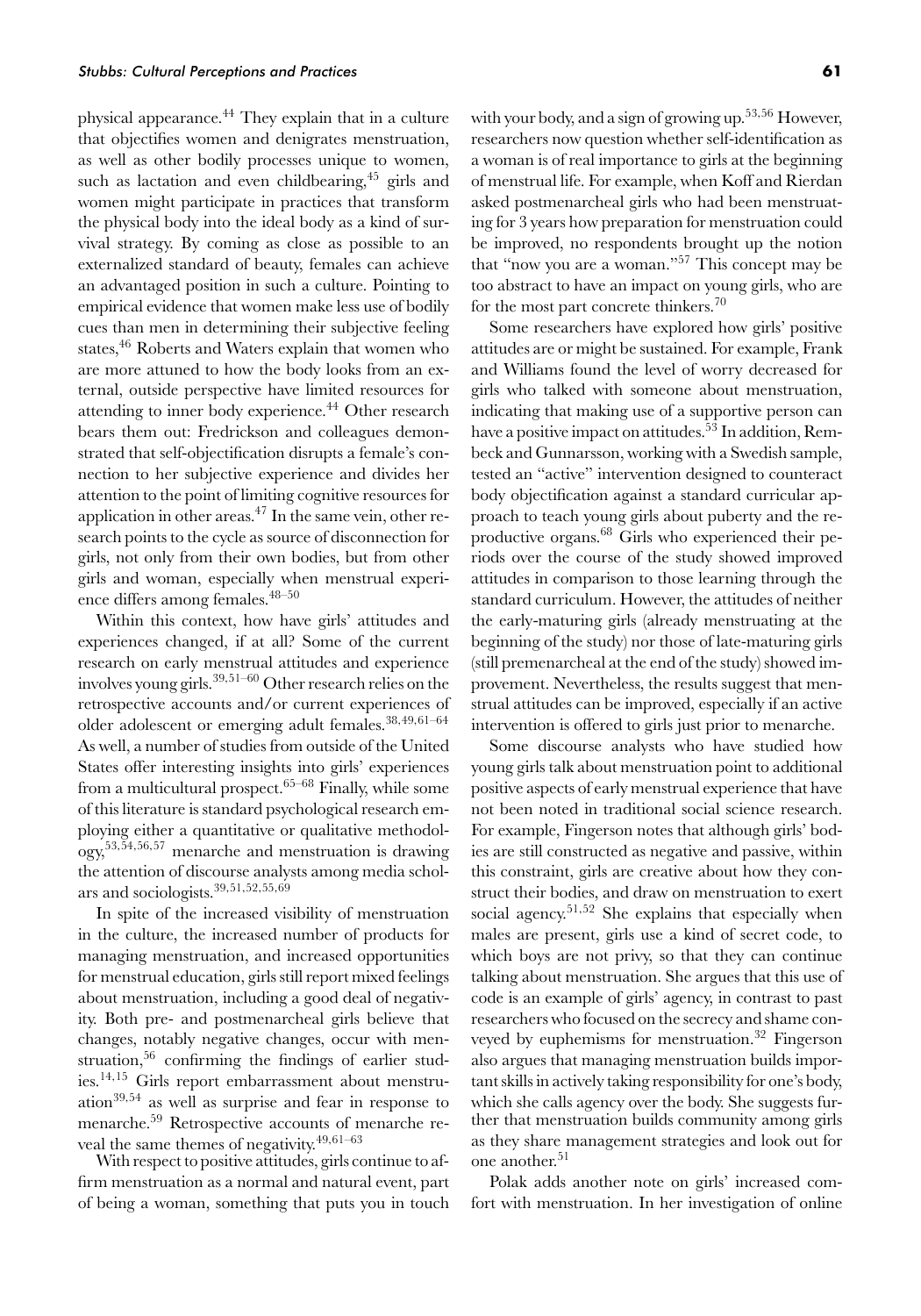physical appearance.[44] They explain that in a culture that objectifies women and denigrates menstruation, as well as other bodily processes unique to women, such as lactation and even childbearing,[45] girls and women might participate in practices that transform the physical body into the ideal body as a kind of survival strategy. By coming as close as possible to an externalized standard of beauty, females can achieve an advantaged position in such a culture. Pointing to empirical evidence that women make less use of bodily cues than men in determining their subjective feeling states,[46] Roberts and Waters explain that women who are more attuned to how the body looks from an external, outside perspective have limited resources for attending to inner body experience.[44] Other research bears them out: Fredrickson and colleagues demonstrated that self-objectification disrupts a female's connection to her subjective experience and divides her attention to the point of limiting cognitive resources for application in other areas.[47] In the same vein, other research points to the cycle as source of disconnection for girls, not only from their own bodies, but from other girls and woman, especially when menstrual experience differs among females.[48–50]

Within this context, how have girls' attitudes and experiences changed, if at all? Some of the current research on early menstrual attitudes and experience involves young girls.[39,51–60] Other research relies on the retrospective accounts and/or current experiences of older adolescent or emerging adult females.[38,49,61–64] As well, a number of studies from outside of the United States offer interesting insights into girls' experiences from a multicultural prospect.[65–68] Finally, while some of this literature is standard psychological research employing either a quantitative or qualitative methodology,[53,54,56,57] menarche and menstruation is drawing the attention of discourse analysts among media scholars and sociologists.[39,51,52,55,69]

In spite of the increased visibility of menstruation in the culture, the increased number of products for managing menstruation, and increased opportunities for menstrual education, girls still report mixed feelings about menstruation, including a good deal of negativity. Both pre- and postmenarcheal girls believe that changes, notably negative changes, occur with menstruation,[56] confirming the findings of earlier studies.[14,15] Girls report embarrassment about menstruation[39,54] as well as surprise and fear in response to menarche.[59] Retrospective accounts of menarche reveal the same themes of negativity.[49,61–63]

With respect to positive attitudes, girls continue to affirm menstruation as a normal and natural event, part of being a woman, something that puts you in touch with your body, and a sign of growing up.[53,56] However, researchers now question whether self-identification as a woman is of real importance to girls at the beginning of menstrual life. For example, when Koff and Rierdan asked postmenarcheal girls who had been menstruating for 3 years how preparation for menstruation could be improved, no respondents brought up the notion that "now you are a woman."[57] This concept may be too abstract to have an impact on young girls, who are for the most part concrete thinkers.[70]

Some researchers have explored how girls' positive attitudes are or might be sustained. For example, Frank and Williams found the level of worry decreased for girls who talked with someone about menstruation, indicating that making use of a supportive person can have a positive impact on attitudes.[53] In addition, Rembeck and Gunnarsson, working with a Swedish sample, tested an "active" intervention designed to counteract body objectification against a standard curricular approach to teach young girls about puberty and the reproductive organs.[68] Girls who experienced their periods over the course of the study showed improved attitudes in comparison to those learning through the standard curriculum. However, the attitudes of neither the early-maturing girls (already menstruating at the beginning of the study) nor those of late-maturing girls (still premenarcheal at the end of the study) showed improvement. Nevertheless, the results suggest that menstrual attitudes can be improved, especially if an active intervention is offered to girls just prior to menarche.

Some discourse analysts who have studied how young girls talk about menstruation point to additional positive aspects of early menstrual experience that have not been noted in traditional social science research. For example, Fingerson notes that although girls' bodies are still constructed as negative and passive, within this constraint, girls are creative about how they construct their bodies, and draw on menstruation to exert social agency.[51,52] She explains that especially when males are present, girls use a kind of secret code, to which boys are not privy, so that they can continue talking about menstruation. She argues that this use of code is an example of girls' agency, in contrast to past researchers who focused on the secrecy and shame conveyed by euphemisms for menstruation.[32] Fingerson also argues that managing menstruation builds important skills in actively taking responsibility for one's body, which she calls agency over the body. She suggests further that menstruation builds community among girls as they share management strategies and look out for one another.[51]

Polak adds another note on girls' increased comfort with menstruation. In her investigation of online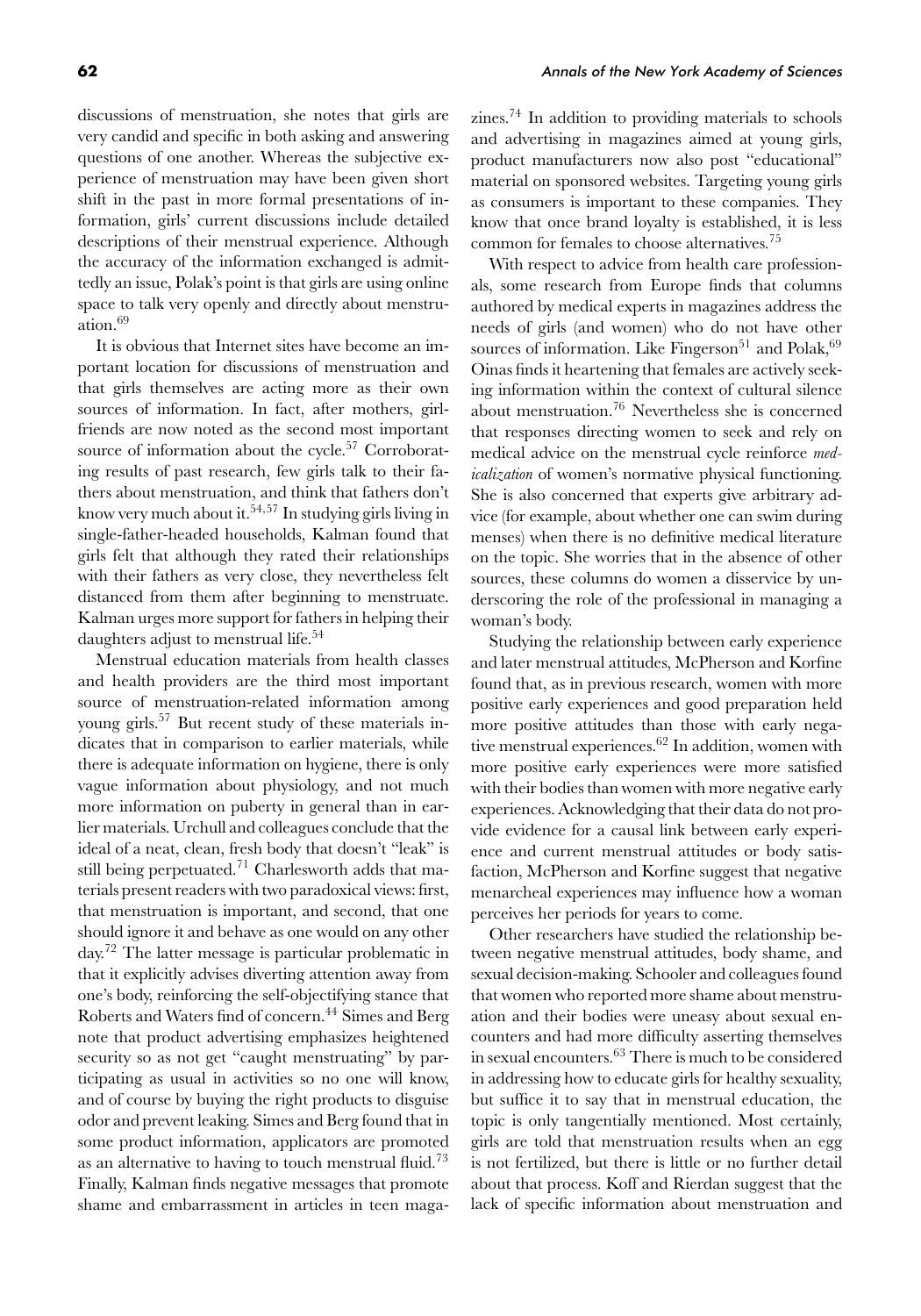discussions of menstruation, she notes that girls are very candid and specific in both asking and answering questions of one another. Whereas the subjective experience of menstruation may have been given short shift in the past in more formal presentations of information, girls' current discussions include detailed descriptions of their menstrual experience. Although the accuracy of the information exchanged is admittedly an issue, Polak's point is that girls are using online space to talk very openly and directly about menstruation.[69]

It is obvious that Internet sites have become an important location for discussions of menstruation and that girls themselves are acting more as their own sources of information. In fact, after mothers, girlfriends are now noted as the second most important source of information about the cycle.[57] Corroborating results of past research, few girls talk to their fathers about menstruation, and think that fathers don't know very much about it.[54,57] In studying girls living in single-father-headed households, Kalman found that girls felt that although they rated their relationships with their fathers as very close, they nevertheless felt distanced from them after beginning to menstruate. Kalman urges more support for fathers in helping their daughters adjust to menstrual life.[54]

Menstrual education materials from health classes and health providers are the third most important source of menstruation-related information among young girls.[57] But recent study of these materials indicates that in comparison to earlier materials, while there is adequate information on hygiene, there is only vague information about physiology, and not much more information on puberty in general than in earlier materials. Urchull and colleagues conclude that the ideal of a neat, clean, fresh body that doesn't "leak" is still being perpetuated.[71] Charlesworth adds that materials present readers with two paradoxical views: first, that menstruation is important, and second, that one should ignore it and behave as one would on any other day.[72] The latter message is particular problematic in that it explicitly advises diverting attention away from one's body, reinforcing the self-objectifying stance that Roberts and Waters find of concern.[44] Simes and Berg note that product advertising emphasizes heightened security so as not get "caught menstruating" by participating as usual in activities so no one will know, and of course by buying the right products to disguise odor and prevent leaking. Simes and Berg found that in some product information, applicators are promoted as an alternative to having to touch menstrual fluid.[73] Finally, Kalman finds negative messages that promote shame and embarrassment in articles in teen magazines.[74] In addition to providing materials to schools and advertising in magazines aimed at young girls, product manufacturers now also post "educational" material on sponsored websites. Targeting young girls as consumers is important to these companies. They know that once brand loyalty is established, it is less common for females to choose alternatives.[75]

With respect to advice from health care professionals, some research from Europe finds that columns authored by medical experts in magazines address the needs of girls (and women) who do not have other sources of information. Like Fingerson[51] and Polak,[69] Oinas finds it heartening that females are actively seeking information within the context of cultural silence about menstruation.[76] Nevertheless she is concerned that responses directing women to seek and rely on medical advice on the menstrual cycle reinforce *medicalization* of women's normative physical functioning. She is also concerned that experts give arbitrary advice (for example, about whether one can swim during menses) when there is no definitive medical literature on the topic. She worries that in the absence of other sources, these columns do women a disservice by underscoring the role of the professional in managing a woman's body.

Studying the relationship between early experience and later menstrual attitudes, McPherson and Korfine found that, as in previous research, women with more positive early experiences and good preparation held more positive attitudes than those with early negative menstrual experiences.[62] In addition, women with more positive early experiences were more satisfied with their bodies than women with more negative early experiences. Acknowledging that their data do not provide evidence for a causal link between early experience and current menstrual attitudes or body satisfaction, McPherson and Korfine suggest that negative menarcheal experiences may influence how a woman perceives her periods for years to come.

Other researchers have studied the relationship between negative menstrual attitudes, body shame, and sexual decision-making. Schooler and colleagues found that women who reported more shame about menstruation and their bodies were uneasy about sexual encounters and had more difficulty asserting themselves in sexual encounters.[63] There is much to be considered in addressing how to educate girls for healthy sexuality, but suffice it to say that in menstrual education, the topic is only tangentially mentioned. Most certainly, girls are told that menstruation results when an egg is not fertilized, but there is little or no further detail about that process. Koff and Rierdan suggest that the lack of specific information about menstruation and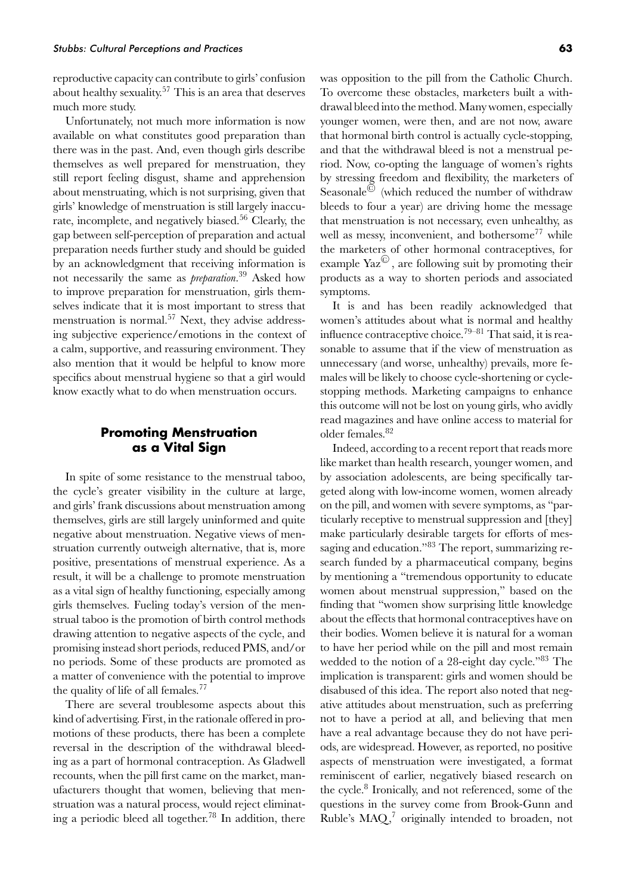reproductive capacity can contribute to girls' confusion about healthy sexuality.[57] This is an area that deserves much more study.

Unfortunately, not much more information is now available on what constitutes good preparation than there was in the past. And, even though girls describe themselves as well prepared for menstruation, they still report feeling disgust, shame and apprehension about menstruating, which is not surprising, given that girls' knowledge of menstruation is still largely inaccurate, incomplete, and negatively biased.[56] Clearly, the gap between self-perception of preparation and actual preparation needs further study and should be guided by an acknowledgment that receiving information is not necessarily the same as *preparation*.[39] Asked how to improve preparation for menstruation, girls themselves indicate that it is most important to stress that menstruation is normal.[57] Next, they advise addressing subjective experience/emotions in the context of a calm, supportive, and reassuring environment. They also mention that it would be helpful to know more specifics about menstrual hygiene so that a girl would know exactly what to do when menstruation occurs.

## Promoting Menstruation as a Vital Sign

In spite of some resistance to the menstrual taboo, the cycle's greater visibility in the culture at large, and girls' frank discussions about menstruation among themselves, girls are still largely uninformed and quite negative about menstruation. Negative views of menstruation currently outweigh alternative, that is, more positive, presentations of menstrual experience. As a result, it will be a challenge to promote menstruation as a vital sign of healthy functioning, especially among girls themselves. Fueling today's version of the menstrual taboo is the promotion of birth control methods drawing attention to negative aspects of the cycle, and promising instead short periods, reduced PMS, and/or no periods. Some of these products are promoted as a matter of convenience with the potential to improve the quality of life of all females.[77]

There are several troublesome aspects about this kind of advertising. First, in the rationale offered in promotions of these products, there has been a complete reversal in the description of the withdrawal bleeding as a part of hormonal contraception. As Gladwell recounts, when the pill first came on the market, manufacturers thought that women, believing that menstruation was a natural process, would reject eliminating a periodic bleed all together.[78] In addition, there was opposition to the pill from the Catholic Church. To overcome these obstacles, marketers built a withdrawal bleed into the method. Many women, especially younger women, were then, and are not now, aware that hormonal birth control is actually cycle-stopping, and that the withdrawal bleed is not a menstrual period. Now, co-opting the language of women's rights by stressing freedom and flexibility, the marketers of Seasonale© (which reduced the number of withdraw bleeds to four a year) are driving home the message that menstruation is not necessary, even unhealthy, as well as messy, inconvenient, and bothersome[77] while the marketers of other hormonal contraceptives, for example Yaz©, are following suit by promoting their products as a way to shorten periods and associated symptoms.

It is and has been readily acknowledged that women's attitudes about what is normal and healthy influence contraceptive choice.[79–81] That said, it is reasonable to assume that if the view of menstruation as unnecessary (and worse, unhealthy) prevails, more females will be likely to choose cycle-shortening or cycle-stopping methods. Marketing campaigns to enhance this outcome will not be lost on young girls, who avidly read magazines and have online access to material for older females.[82]

Indeed, according to a recent report that reads more like market than health research, younger women, and by association adolescents, are being specifically targeted along with low-income women, women already on the pill, and women with severe symptoms, as "particularly receptive to menstrual suppression and [they] make particularly desirable targets for efforts of messaging and education."[83] The report, summarizing research funded by a pharmaceutical company, begins by mentioning a "tremendous opportunity to educate women about menstrual suppression," based on the finding that "women show surprising little knowledge about the effects that hormonal contraceptives have on their bodies. Women believe it is natural for a woman to have her period while on the pill and most remain wedded to the notion of a 28-eight day cycle."[83] The implication is transparent: girls and women should be disabused of this idea. The report also noted that negative attitudes about menstruation, such as preferring not to have a period at all, and believing that men have a real advantage because they do not have periods, are widespread. However, as reported, no positive aspects of menstruation were investigated, a format reminiscent of earlier, negatively biased research on the cycle.[8] Ironically, and not referenced, some of the questions in the survey come from Brook-Gunn and Ruble's MAQ,[7] originally intended to broaden, not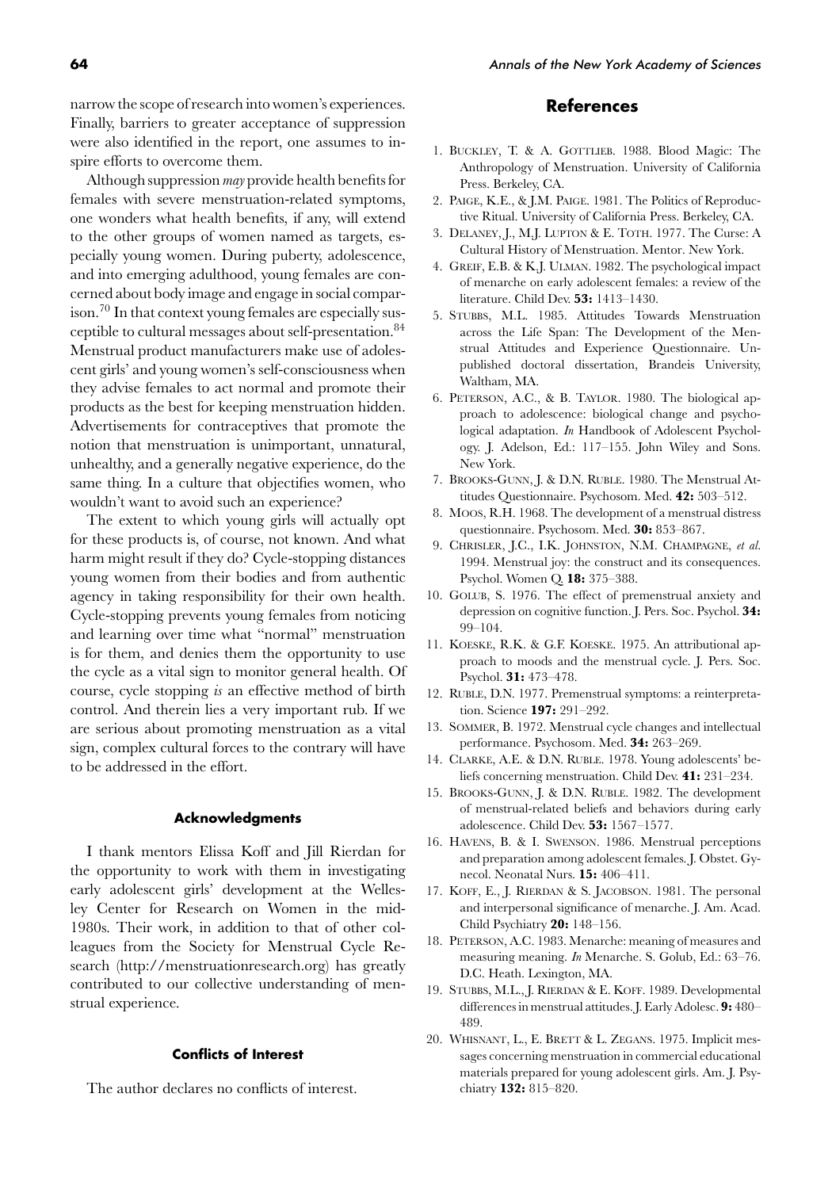narrow the scope of research into women's experiences. Finally, barriers to greater acceptance of suppression were also identified in the report, one assumes to inspire efforts to overcome them.

Although suppression *may* provide health benefits for females with severe menstruation-related symptoms, one wonders what health benefits, if any, will extend to the other groups of women named as targets, especially young women. During puberty, adolescence, and into emerging adulthood, young females are concerned about body image and engage in social comparison.[70] In that context young females are especially susceptible to cultural messages about self-presentation.[84] Menstrual product manufacturers make use of adolescent girls' and young women's self-consciousness when they advise females to act normal and promote their products as the best for keeping menstruation hidden. Advertisements for contraceptives that promote the notion that menstruation is unimportant, unnatural, unhealthy, and a generally negative experience, do the same thing. In a culture that objectifies women, who wouldn't want to avoid such an experience?

The extent to which young girls will actually opt for these products is, of course, not known. And what harm might result if they do? Cycle-stopping distances young women from their bodies and from authentic agency in taking responsibility for their own health. Cycle-stopping prevents young females from noticing and learning over time what "normal" menstruation is for them, and denies them the opportunity to use the cycle as a vital sign to monitor general health. Of course, cycle stopping *is* an effective method of birth control. And therein lies a very important rub. If we are serious about promoting menstruation as a vital sign, complex cultural forces to the contrary will have to be addressed in the effort.

#### Acknowledgments

I thank mentors Elissa Koff and Jill Rierdan for the opportunity to work with them in investigating early adolescent girls' development at the Wellesley Center for Research on Women in the mid-1980s. Their work, in addition to that of other colleagues from the Society for Menstrual Cycle Research (http://menstruationresearch.org) has greatly contributed to our collective understanding of menstrual experience.

#### Conflicts of Interest

The author declares no conflicts of interest.

## References

1. Buckley, T. & A. Gottlieb. 1988. Blood Magic: The Anthropology of Menstruation. University of California Press. Berkeley, CA.
2. Paige, K.E., & J.M. Paige. 1981. The Politics of Reproductive Ritual. University of California Press. Berkeley, CA.
3. Delaney, J., M.J. Lupton & E. Toth. 1977. The Curse: A Cultural History of Menstruation. Mentor. New York.
4. Greif, E.B. & K.J. Ulman. 1982. The psychological impact of menarche on early adolescent females: a review of the literature. Child Dev. **53:** 1413–1430.
5. Stubbs, M.L. 1985. Attitudes Towards Menstruation across the Life Span: The Development of the Menstrual Attitudes and Experience Questionnaire. Unpublished doctoral dissertation, Brandeis University, Waltham, MA.
6. Peterson, A.C., & B. Taylor. 1980. The biological approach to adolescence: biological change and psychological adaptation. *In* Handbook of Adolescent Psychology. J. Adelson, Ed.: 117–155. John Wiley and Sons. New York.
7. Brooks-Gunn, J. & D.N. Ruble. 1980. The Menstrual Attitudes Questionnaire. Psychosom. Med. **42:** 503–512.
8. Moos, R.H. 1968. The development of a menstrual distress questionnaire. Psychosom. Med. **30:** 853–867.
9. Chrisler, J.C., I.K. Johnston, N.M. Champagne, *et al.* 1994. Menstrual joy: the construct and its consequences. Psychol. Women Q. **18:** 375–388.
10. Golub, S. 1976. The effect of premenstrual anxiety and depression on cognitive function. J. Pers. Soc. Psychol. **34:** 99–104.
11. Koeske, R.K. & G.F. Koeske. 1975. An attributional approach to moods and the menstrual cycle. J. Pers. Soc. Psychol. **31:** 473–478.
12. Ruble, D.N. 1977. Premenstrual symptoms: a reinterpretation. Science **197:** 291–292.
13. Sommer, B. 1972. Menstrual cycle changes and intellectual performance. Psychosom. Med. **34:** 263–269.
14. Clarke, A.E. & D.N. Ruble. 1978. Young adolescents' beliefs concerning menstruation. Child Dev. **41:** 231–234.
15. Brooks-Gunn, J. & D.N. Ruble. 1982. The development of menstrual-related beliefs and behaviors during early adolescence. Child Dev. **53:** 1567–1577.
16. Havens, B. & I. Swenson. 1986. Menstrual perceptions and preparation among adolescent females. J. Obstet. Gynecol. Neonatal Nurs. **15:** 406–411.
17. Koff, E., J. Rierdan & S. Jacobson. 1981. The personal and interpersonal significance of menarche. J. Am. Acad. Child Psychiatry **20:** 148–156.
18. Peterson, A.C. 1983. Menarche: meaning of measures and measuring meaning. *In* Menarche. S. Golub, Ed.: 63–76. D.C. Heath. Lexington, MA.
19. Stubbs, M.L., J. Rierdan & E. Koff. 1989. Developmental differences in menstrual attitudes. J. Early Adolesc. **9:** 480–489.
20. Whisnant, L., E. Brett & L. Zegans. 1975. Implicit messages concerning menstruation in commercial educational materials prepared for young adolescent girls. Am. J. Psychiatry **132:** 815–820.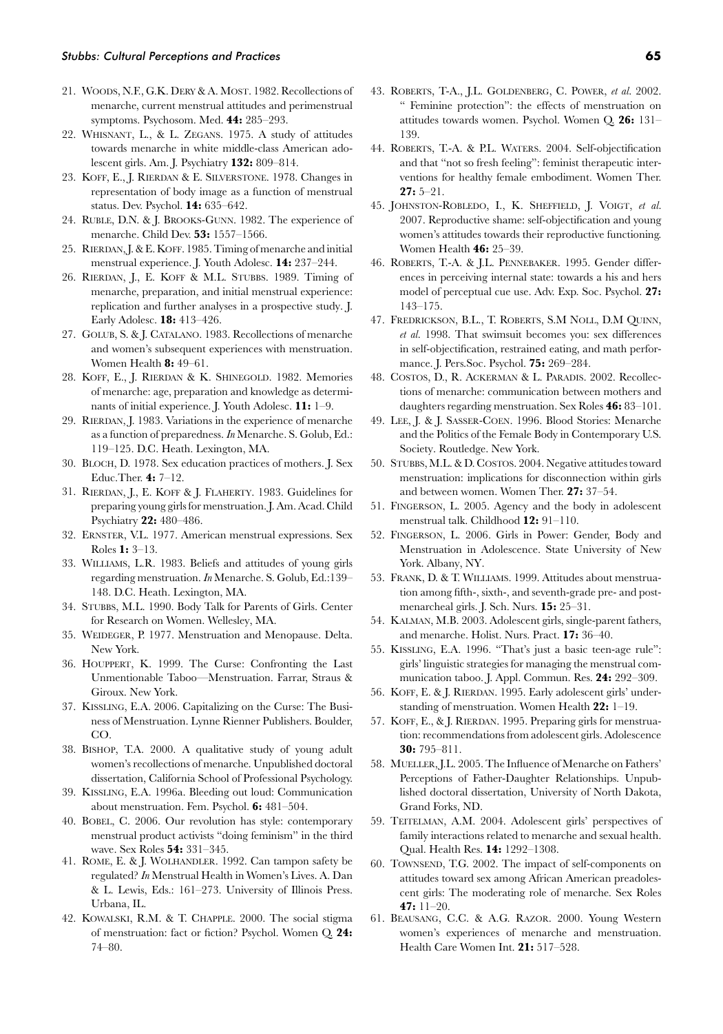21. Woods, N.F., G.K. Dery & A. Most. 1982. Recollections of menarche, current menstrual attitudes and perimenstrual symptoms. Psychosom. Med. **44:** 285–293.
22. Whisnant, L., & L. Zegans. 1975. A study of attitudes towards menarche in white middle-class American adolescent girls. Am. J. Psychiatry **132:** 809–814.
23. Koff, E., J. Rierdan & E. Silverstone. 1978. Changes in representation of body image as a function of menstrual status. Dev. Psychol. **14:** 635–642.
24. Ruble, D.N. & J. Brooks-Gunn. 1982. The experience of menarche. Child Dev. **53:** 1557–1566.
25. Rierdan, J. & E. Koff. 1985. Timing of menarche and initial menstrual experience. J. Youth Adolesc. **14:** 237–244.
26. Rierdan, J., E. Koff & M.L. Stubbs. 1989. Timing of menarche, preparation, and initial menstrual experience: replication and further analyses in a prospective study. J. Early Adolesc. **18:** 413–426.
27. Golub, S. & J. Catalano. 1983. Recollections of menarche and women's subsequent experiences with menstruation. Women Health **8:** 49–61.
28. Koff, E., J. Rierdan & K. Shinegold. 1982. Memories of menarche: age, preparation and knowledge as determinants of initial experience. J. Youth Adolesc. **11:** 1–9.
29. Rierdan, J. 1983. Variations in the experience of menarche as a function of preparedness. *In* Menarche. S. Golub, Ed.: 119–125. D.C. Heath. Lexington, MA.
30. Bloch, D. 1978. Sex education practices of mothers. J. Sex Educ.Ther. **4:** 7–12.
31. Rierdan, J., E. Koff & J. Flaherty. 1983. Guidelines for preparing young girls for menstruation. J. Am. Acad. Child Psychiatry **22:** 480–486.
32. Ernster, V.L. 1977. American menstrual expressions. Sex Roles **1:** 3–13.
33. Williams, L.R. 1983. Beliefs and attitudes of young girls regarding menstruation. *In* Menarche. S. Golub, Ed.:139–148. D.C. Heath. Lexington, MA.
34. Stubbs, M.L. 1990. Body Talk for Parents of Girls. Center for Research on Women. Wellesley, MA.
35. Weideger, P. 1977. Menstruation and Menopause. Delta. New York.
36. Houppert, K. 1999. The Curse: Confronting the Last Unmentionable Taboo—Menstruation. Farrar, Straus & Giroux. New York.
37. Kissling, E.A. 2006. Capitalizing on the Curse: The Business of Menstruation. Lynne Rienner Publishers. Boulder, CO.
38. Bishop, T.A. 2000. A qualitative study of young adult women's recollections of menarche. Unpublished doctoral dissertation, California School of Professional Psychology.
39. Kissling, E.A. 1996a. Bleeding out loud: Communication about menstruation. Fem. Psychol. **6:** 481–504.
40. Bobel, C. 2006. Our revolution has style: contemporary menstrual product activists "doing feminism" in the third wave. Sex Roles **54:** 331–345.
41. Rome, E. & J. Wolhandler. 1992. Can tampon safety be regulated? *In* Menstrual Health in Women's Lives. A. Dan & L. Lewis, Eds.: 161–273. University of Illinois Press. Urbana, IL.
42. Kowalski, R.M. & T. Chapple. 2000. The social stigma of menstruation: fact or fiction? Psychol. Women Q. **24:** 74–80.
43. Roberts, T-A., J.L. Goldenberg, C. Power, *et al.* 2002. " Feminine protection": the effects of menstruation on attitudes towards women. Psychol. Women Q. **26:** 131–139.
44. Roberts, T.-A. & P.L. Waters. 2004. Self-objectification and that "not so fresh feeling": feminist therapeutic interventions for healthy female embodiment. Women Ther. **27:** 5–21.
45. Johnston-Robledo, I., K. Sheffield, J. Voigt, *et al.* 2007. Reproductive shame: self-objectification and young women's attitudes towards their reproductive functioning. Women Health **46:** 25–39.
46. Roberts, T.-A. & J.L. Pennebaker. 1995. Gender differences in perceiving internal state: towards a his and hers model of perceptual cue use. Adv. Exp. Soc. Psychol. **27:** 143–175.
47. Fredrickson, B.L., T. Roberts, S.M Noll, D.M Quinn, *et al.* 1998. That swimsuit becomes you: sex differences in self-objectification, restrained eating, and math performance. J. Pers.Soc. Psychol. **75:** 269–284.
48. Costos, D., R. Ackerman & L. Paradis. 2002. Recollections of menarche: communication between mothers and daughters regarding menstruation. Sex Roles **46:** 83–101.
49. Lee, J. & J. Sasser-Coen. 1996. Blood Stories: Menarche and the Politics of the Female Body in Contemporary U.S. Society. Routledge. New York.
50. Stubbs, M.L. & D. Costos. 2004. Negative attitudes toward menstruation: implications for disconnection within girls and between women. Women Ther. **27:** 37–54.
51. Fingerson, L. 2005. Agency and the body in adolescent menstrual talk. Childhood **12:** 91–110.
52. Fingerson, L. 2006. Girls in Power: Gender, Body and Menstruation in Adolescence. State University of New York. Albany, NY.
53. Frank, D. & T. Williams. 1999. Attitudes about menstruation among fifth-, sixth-, and seventh-grade pre- and postmenarcheal girls. J. Sch. Nurs. **15:** 25–31.
54. Kalman, M.B. 2003. Adolescent girls, single-parent fathers, and menarche. Holist. Nurs. Pract. **17:** 36–40.
55. Kissling, E.A. 1996. "That's just a basic teen-age rule": girls' linguistic strategies for managing the menstrual communication taboo. J. Appl. Commun. Res. **24:** 292–309.
56. Koff, E. & J. Rierdan. 1995. Early adolescent girls' understanding of menstruation. Women Health **22:** 1–19.
57. Koff, E., & J. Rierdan. 1995. Preparing girls for menstruation: recommendations from adolescent girls. Adolescence **30:** 795–811.
58. Mueller, J.L. 2005. The Influence of Menarche on Fathers' Perceptions of Father-Daughter Relationships. Unpublished doctoral dissertation, University of North Dakota, Grand Forks, ND.
59. Teitelman, A.M. 2004. Adolescent girls' perspectives of family interactions related to menarche and sexual health. Qual. Health Res. **14:** 1292–1308.
60. Townsend, T.G. 2002. The impact of self-components on attitudes toward sex among African American preadolescent girls: The moderating role of menarche. Sex Roles **47:** 11–20.
61. Beausang, C.C. & A.G. Razor. 2000. Young Western women's experiences of menarche and menstruation. Health Care Women Int. **21:** 517–528.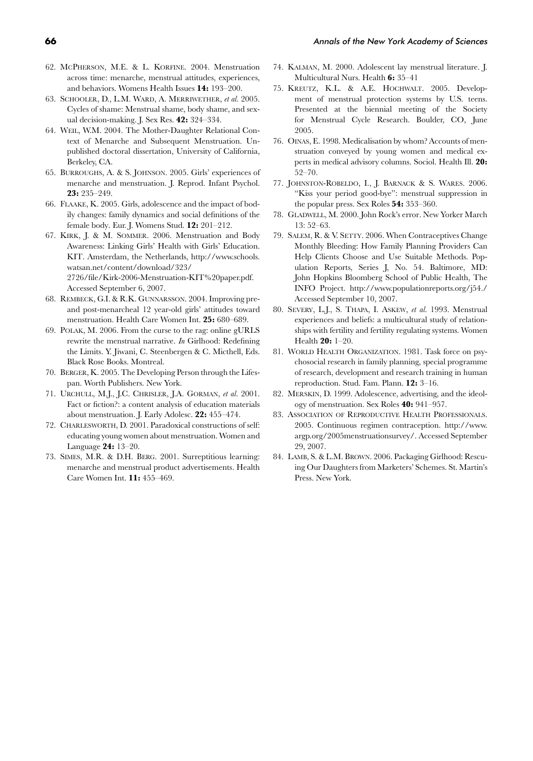62. McPherson, M.E. & L. Korfine. 2004. Menstruation across time: menarche, menstrual attitudes, experiences, and behaviors. Womens Health Issues **14:** 193–200.
63. Schooler, D., L.M. Ward, A. Merriwether, *et al.* 2005. Cycles of shame: Menstrual shame, body shame, and sexual decision-making. J. Sex Res. **42:** 324–334.
64. Weil, W.M. 2004. The Mother-Daughter Relational Context of Menarche and Subsequent Menstruation. Unpublished doctoral dissertation, University of California, Berkeley, CA.
65. Burroughs, A. & S. Johnson. 2005. Girls' experiences of menarche and menstruation. J. Reprod. Infant Psychol. **23:** 235–249.
66. Flaake, K. 2005. Girls, adolescence and the impact of bodily changes: family dynamics and social definitions of the female body. Eur. J. Womens Stud. **12:** 201–212.
67. Kirk, J. & M. Sommer. 2006. Menstruation and Body Awareness: Linking Girls' Health with Girls' Education. KIT. Amsterdam, the Netherlands, http://www.schools.watsan.net/content/download/323/2726/file/Kirk-2006-Menstruation-KIT%20paper.pdf. Accessed September 6, 2007.
68. Rembeck, G.I. & R.K. Gunnarsson. 2004. Improving pre- and post-menarcheal 12 year-old girls' attitudes toward menstruation. Health Care Women Int. **25:** 680–689.
69. Polak, M. 2006. From the curse to the rag: online gURLS rewrite the menstrual narrative. *In* Girlhood: Redefining the Limits. Y. Jiwani, C. Steenbergen & C. Micthell, Eds. Black Rose Books. Montreal.
70. Berger, K. 2005. The Developing Person through the Lifespan. Worth Publishers. New York.
71. Urchull, M.J., J.C. Chrisler, J.A. Gorman, *et al.* 2001. Fact or fiction?: a content analysis of education materials about menstruation. J. Early Adolesc. **22:** 455–474.
72. Charlesworth, D. 2001. Paradoxical constructions of self: educating young women about menstruation. Women and Language **24:** 13–20.
73. Simes, M.R. & D.H. Berg. 2001. Surreptitious learning: menarche and menstrual product advertisements. Health Care Women Int. **11:** 455–469.
74. Kalman, M. 2000. Adolescent lay menstrual literature. J. Multicultural Nurs. Health **6:** 35–41
75. Kreutz, K.L. & A.E. Hochwalt. 2005. Development of menstrual protection systems by U.S. teens. Presented at the biennial meeting of the Society for Menstrual Cycle Research. Boulder, CO, June 2005.
76. Oinas, E. 1998. Medicalisation by whom? Accounts of menstruation conveyed by young women and medical experts in medical advisory columns. Sociol. Health Ill. **20:** 52–70.
77. Johnston-Robeldo, I., J. Barnack & S. Wares. 2006. "Kiss your period good-bye": menstrual suppression in the popular press. Sex Roles **54:** 353–360.
78. Gladwell, M. 2000. John Rock's error. New Yorker March 13: 52–63.
79. Salem, R. & V. Setty. 2006. When Contraceptives Change Monthly Bleeding: How Family Planning Providers Can Help Clients Choose and Use Suitable Methods. Population Reports, Series J, No. 54. Baltimore, MD: John Hopkins Bloomberg School of Public Health, The INFO Project. http://www.populationreports.org/j54./ Accessed September 10, 2007.
80. Severy, L.J., S. Thapa, I. Askew, *et al.* 1993. Menstrual experiences and beliefs: a multicultural study of relationships with fertility and fertility regulating systems. Women Health **20:** 1–20.
81. World Health Organization. 1981. Task force on psychosocial research in family planning, special programme of research, development and research training in human reproduction. Stud. Fam. Plann. **12:** 3–16.
82. Merskin, D. 1999. Adolescence, advertising, and the ideology of menstruation. Sex Roles **40:** 941–957.
83. Association of Reproductive Health Professionals. 2005. Continuous regimen contraception. http://www.argp.org/2005menstruationsurvey/. Accessed September 29, 2007.
84. Lamb, S. & L.M. Brown. 2006. Packaging Girlhood: Rescuing Our Daughters from Marketers' Schemes. St. Martin's Press. New York.